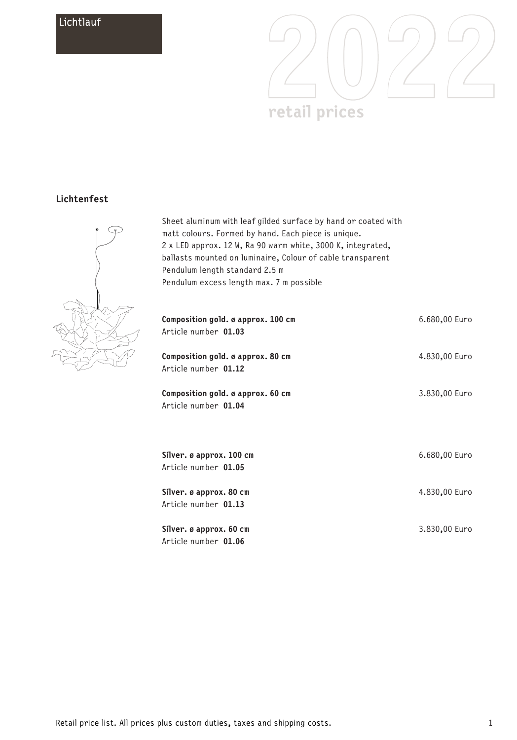Lichtlauf

# 2022
retail prices

## Lichtenfest

Sheet aluminum with leaf gilded surface by hand or coated with matt colours. Formed by hand. Each piece is unique.
2 x LED approx. 12 W, Ra 90 warm white, 3000 K, integrated, ballasts mounted on luminaire, Colour of cable transparent
Pendulum length standard 2.5 m
Pendulum excess length max. 7 m possible

**Composition gold. ø approx. 100 cm** — 6.680,00 Euro
Article number **01.03**

**Composition gold. ø approx. 80 cm** — 4.830,00 Euro
Article number **01.12**

**Composition gold. ø approx. 60 cm** — 3.830,00 Euro
Article number **01.04**

**Silver. ø approx. 100 cm** — 6.680,00 Euro
Article number **01.05**

**Silver. ø approx. 80 cm** — 4.830,00 Euro
Article number **01.13**

**Silver. ø approx. 60 cm** — 3.830,00 Euro
Article number **01.06**

Retail price list. All prices plus custom duties, taxes and shipping costs.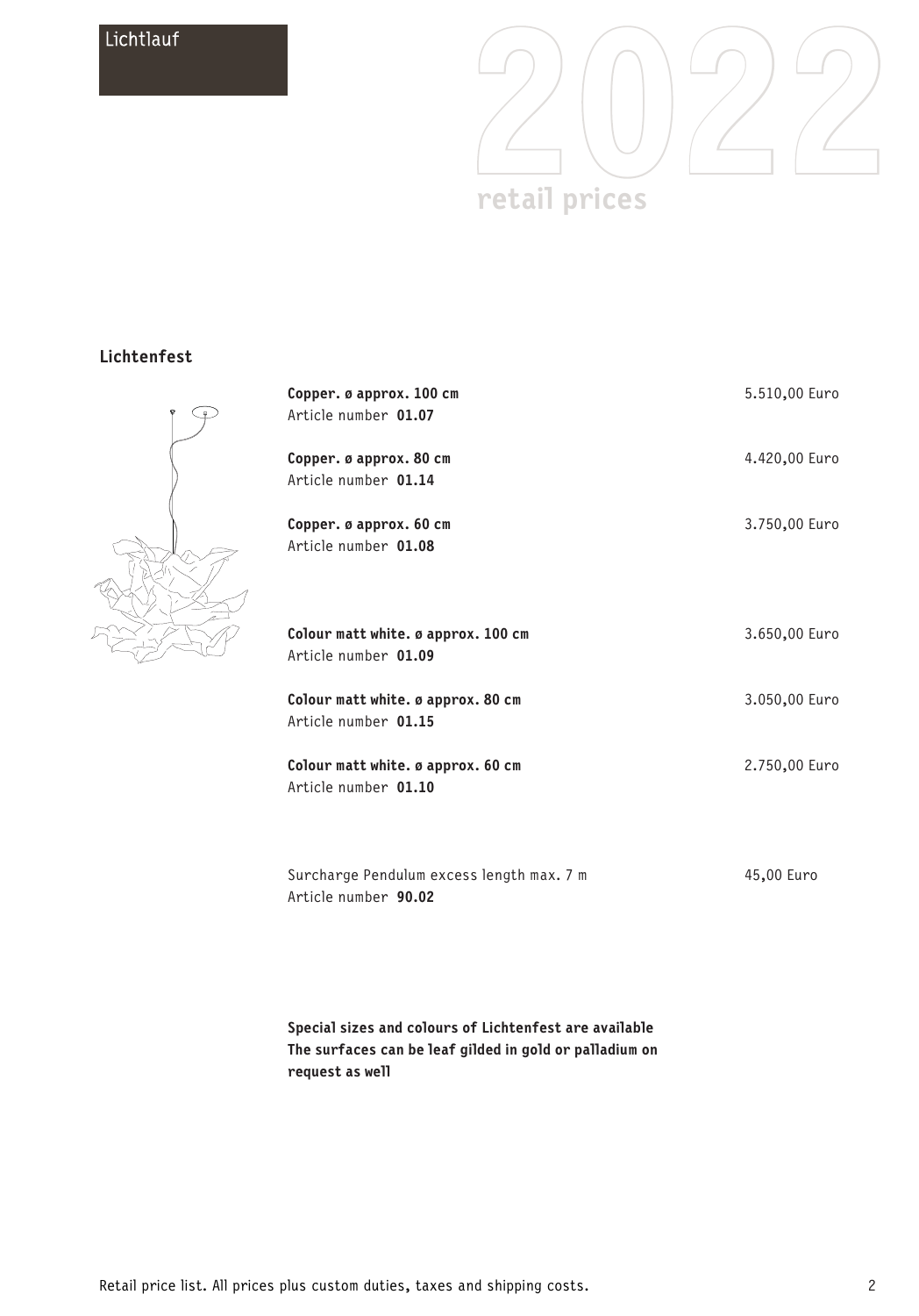## Lichtenfest

| | |
|---|---|
| **Copper. ø approx. 100 cm**<br>Article number **01.07** | 5.510,00 Euro |
| **Copper. ø approx. 80 cm**<br>Article number **01.14** | 4.420,00 Euro |
| **Copper. ø approx. 60 cm**<br>Article number **01.08** | 3.750,00 Euro |
| **Colour matt white. ø approx. 100 cm**<br>Article number **01.09** | 3.650,00 Euro |
| **Colour matt white. ø approx. 80 cm**<br>Article number **01.15** | 3.050,00 Euro |
| **Colour matt white. ø approx. 60 cm**<br>Article number **01.10** | 2.750,00 Euro |
| Surcharge Pendulum excess length max. 7 m<br>Article number **90.02** | 45,00 Euro |

**Special sizes and colours of Lichtenfest are available**
**The surfaces can be leaf gilded in gold or palladium on request as well**

Retail price list. All prices plus custom duties, taxes and shipping costs.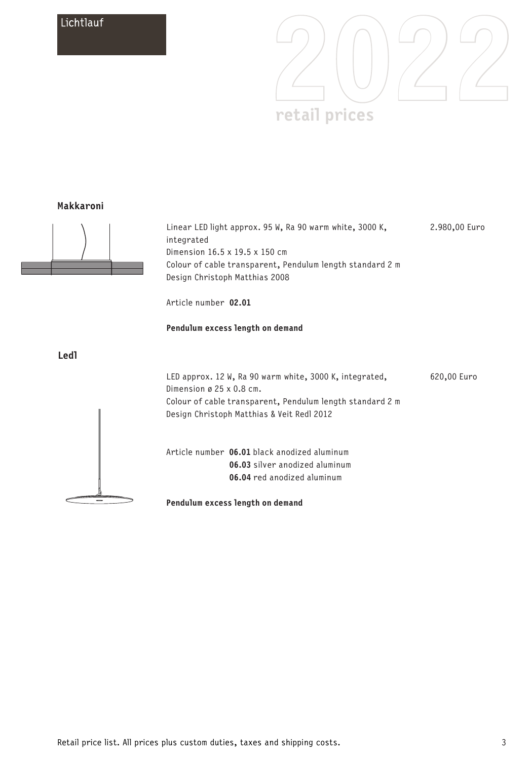## Makkaroni

Linear LED light approx. 95 W, Ra 90 warm white, 3000 K, integrated
Dimension 16.5 x 19.5 x 150 cm
Colour of cable transparent, Pendulum length standard 2 m
Design Christoph Matthias 2008

2.980,00 Euro

Article number **02.01**

**Pendulum excess length on demand**

## Ledl

LED approx. 12 W, Ra 90 warm white, 3000 K, integrated,
Dimension ø 25 x 0.8 cm.
Colour of cable transparent, Pendulum length standard 2 m
Design Christoph Matthias & Veit Redl 2012

620,00 Euro

Article number **06.01** black anodized aluminum
**06.03** silver anodized aluminum
**06.04** red anodized aluminum

**Pendulum excess length on demand**

Retail price list. All prices plus custom duties, taxes and shipping costs.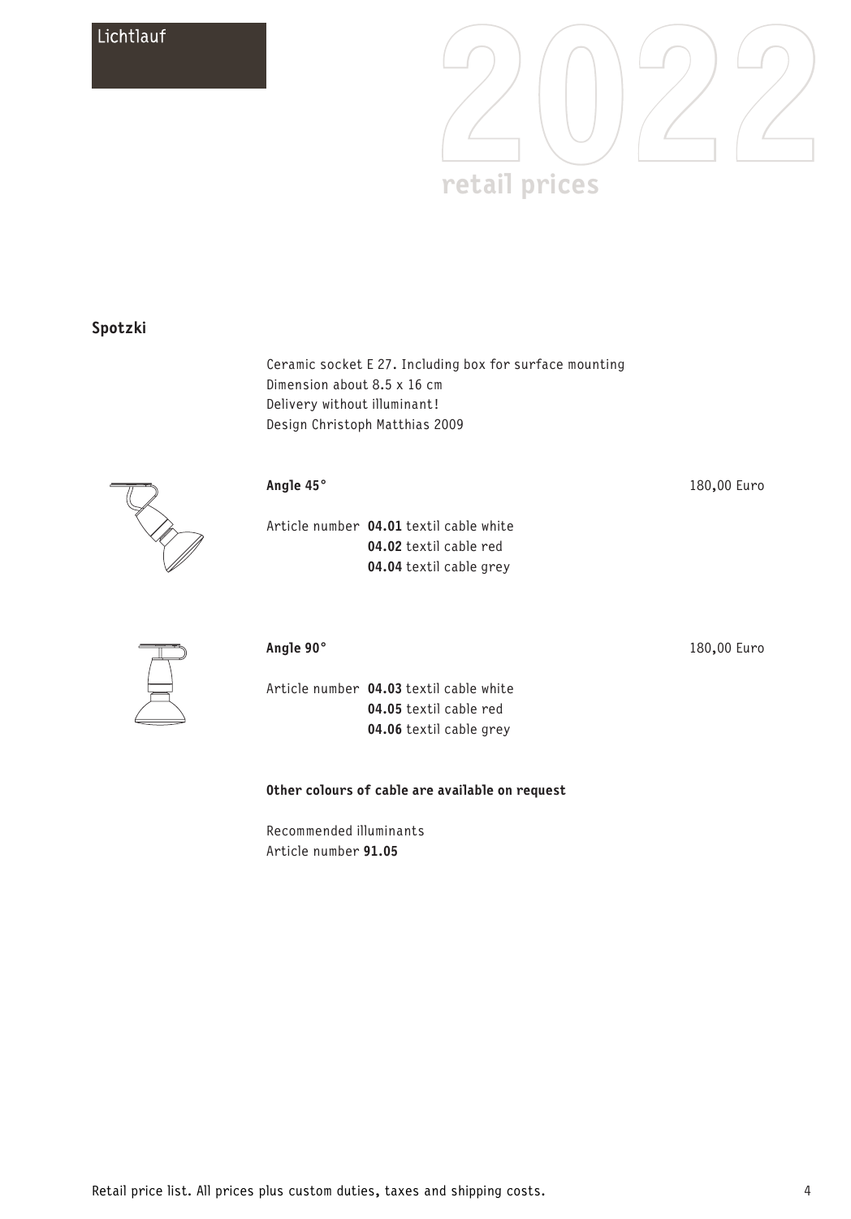Lichtlauf

2022 retail prices

## Spotzki

Ceramic socket E 27. Including box for surface mounting
Dimension about 8.5 x 16 cm
Delivery without illuminant!
Design Christoph Matthias 2009

**Angle 45°** 180,00 Euro

Article number **04.01** textil cable white
**04.02** textil cable red
**04.04** textil cable grey

**Angle 90°** 180,00 Euro

Article number **04.03** textil cable white
**04.05** textil cable red
**04.06** textil cable grey

**Other colours of cable are available on request**

Recommended illuminants
Article number **91.05**

Retail price list. All prices plus custom duties, taxes and shipping costs.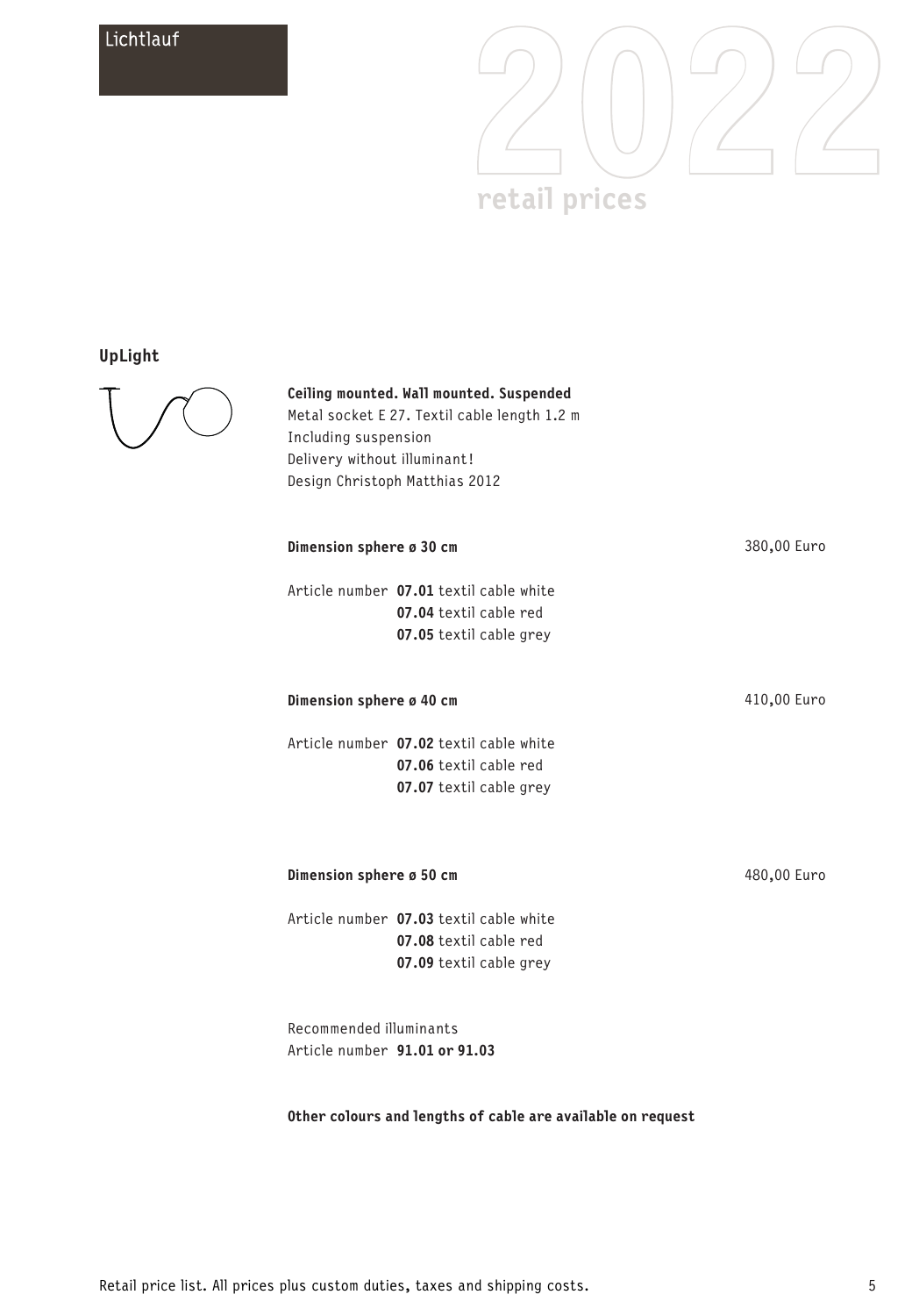Lichtlauf

2022 retail prices

## UpLight

**Ceiling mounted. Wall mounted. Suspended**
Metal socket E 27. Textil cable length 1.2 m
Including suspension
Delivery without illuminant!
Design Christoph Matthias 2012

**Dimension sphere ø 30 cm** 380,00 Euro

Article number **07.01** textil cable white
**07.04** textil cable red
**07.05** textil cable grey

**Dimension sphere ø 40 cm** 410,00 Euro

Article number **07.02** textil cable white
**07.06** textil cable red
**07.07** textil cable grey

**Dimension sphere ø 50 cm** 480,00 Euro

Article number **07.03** textil cable white
**07.08** textil cable red
**07.09** textil cable grey

Recommended illuminants
Article number **91.01 or 91.03**

**Other colours and lengths of cable are available on request**

Retail price list. All prices plus custom duties, taxes and shipping costs.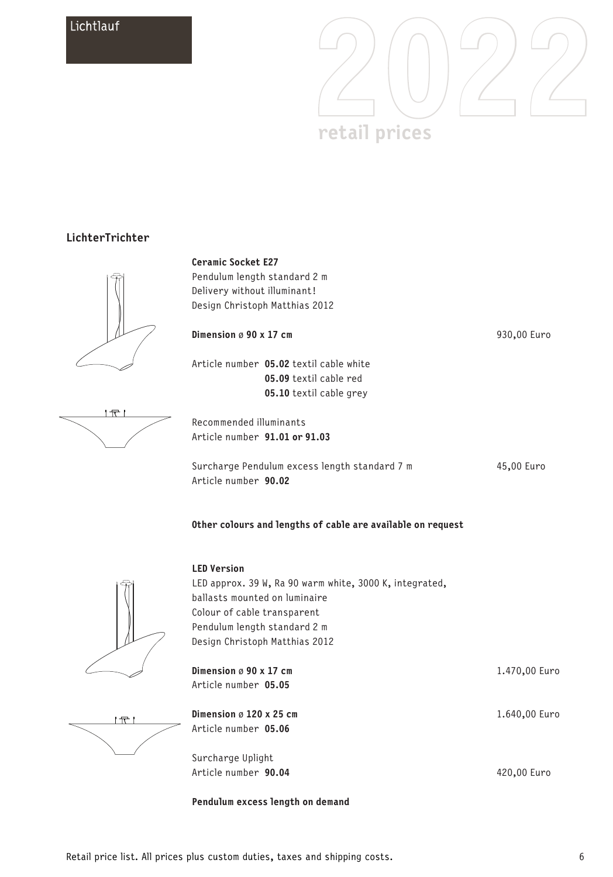## LichterTrichter

**Ceramic Socket E27**
Pendulum length standard 2 m
Delivery without illuminant!
Design Christoph Matthias 2012

**Dimension ø 90 x 17 cm** 930,00 Euro

Article number **05.02** textil cable white
**05.09** textil cable red
**05.10** textil cable grey

Recommended illuminants
Article number **91.01 or 91.03**

Surcharge Pendulum excess length standard 7 m 45,00 Euro
Article number **90.02**

**Other colours and lengths of cable are available on request**

**LED Version**
LED approx. 39 W, Ra 90 warm white, 3000 K, integrated,
ballasts mounted on luminaire
Colour of cable transparent
Pendulum length standard 2 m
Design Christoph Matthias 2012

**Dimension ø 90 x 17 cm** 1.470,00 Euro
Article number **05.05**

**Dimension ø 120 x 25 cm** 1.640,00 Euro
Article number **05.06**

Surcharge Uplight
Article number **90.04** 420,00 Euro

**Pendulum excess length on demand**

Retail price list. All prices plus custom duties, taxes and shipping costs.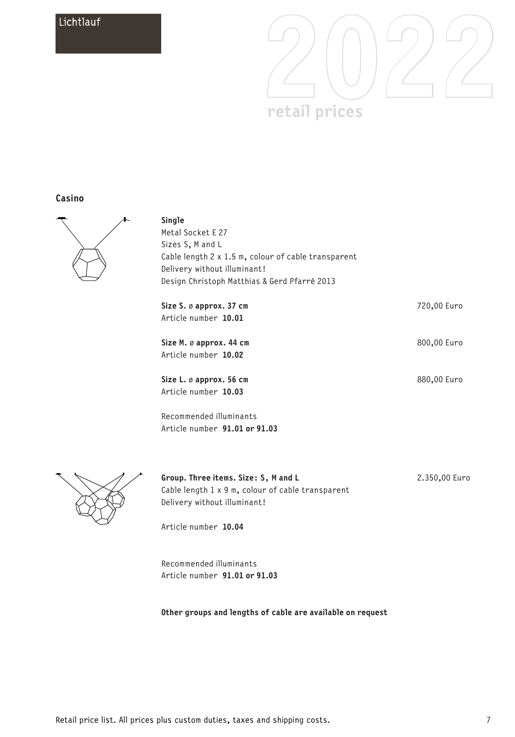Lichtlauf

2022 retail prices

## Casino

**Single**
Metal Socket E 27
Sizes S, M and L
Cable length 2 x 1.5 m, colour of cable transparent
Delivery without illuminant!
Design Christoph Matthias & Gerd Pfarré 2013

**Size S. ø approx. 37 cm** — 720,00 Euro
Article number **10.01**

**Size M. ø approx. 44 cm** — 800,00 Euro
Article number **10.02**

**Size L. ø approx. 56 cm** — 880,00 Euro
Article number **10.03**

Recommended illuminants
Article number **91.01 or 91.03**

**Group. Three items. Size: S, M and L** — 2.350,00 Euro
Cable length 1 x 9 m, colour of cable transparent
Delivery without illuminant!

Article number **10.04**

Recommended illuminants
Article number **91.01 or 91.03**

**Other groups and lengths of cable are available on request**

Retail price list. All prices plus custom duties, taxes and shipping costs.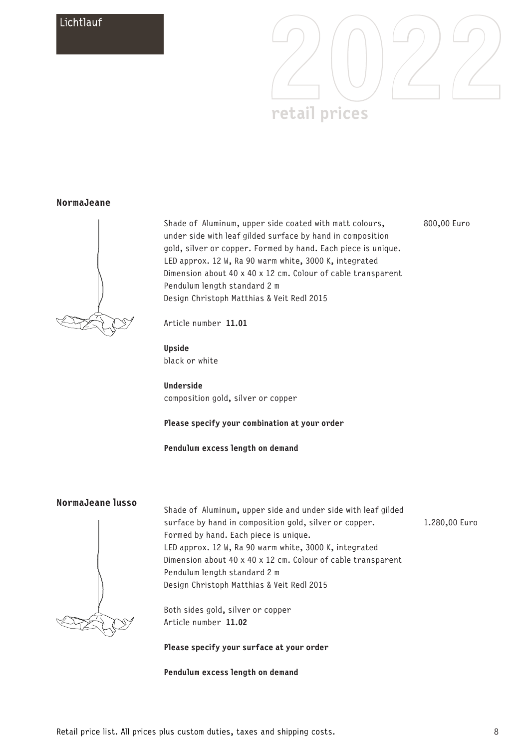Lichtlauf

# 2022

retail prices

## NormaJeane

Shade of Aluminum, upper side coated with matt colours, under side with leaf gilded surface by hand in composition gold, silver or copper. Formed by hand. Each piece is unique.
LED approx. 12 W, Ra 90 warm white, 3000 K, integrated
Dimension about 40 x 40 x 12 cm. Colour of cable transparent
Pendulum length standard 2 m
Design Christoph Matthias & Veit Redl 2015

800,00 Euro

Article number **11.01**

**Upside**
black or white

**Underside**
composition gold, silver or copper

**Please specify your combination at your order**

**Pendulum excess length on demand**

## NormaJeane lusso

Shade of Aluminum, upper side and under side with leaf gilded surface by hand in composition gold, silver or copper.
Formed by hand. Each piece is unique.
LED approx. 12 W, Ra 90 warm white, 3000 K, integrated
Dimension about 40 x 40 x 12 cm. Colour of cable transparent
Pendulum length standard 2 m
Design Christoph Matthias & Veit Redl 2015

1.280,00 Euro

Both sides gold, silver or copper
Article number **11.02**

**Please specify your surface at your order**

**Pendulum excess length on demand**

Retail price list. All prices plus custom duties, taxes and shipping costs.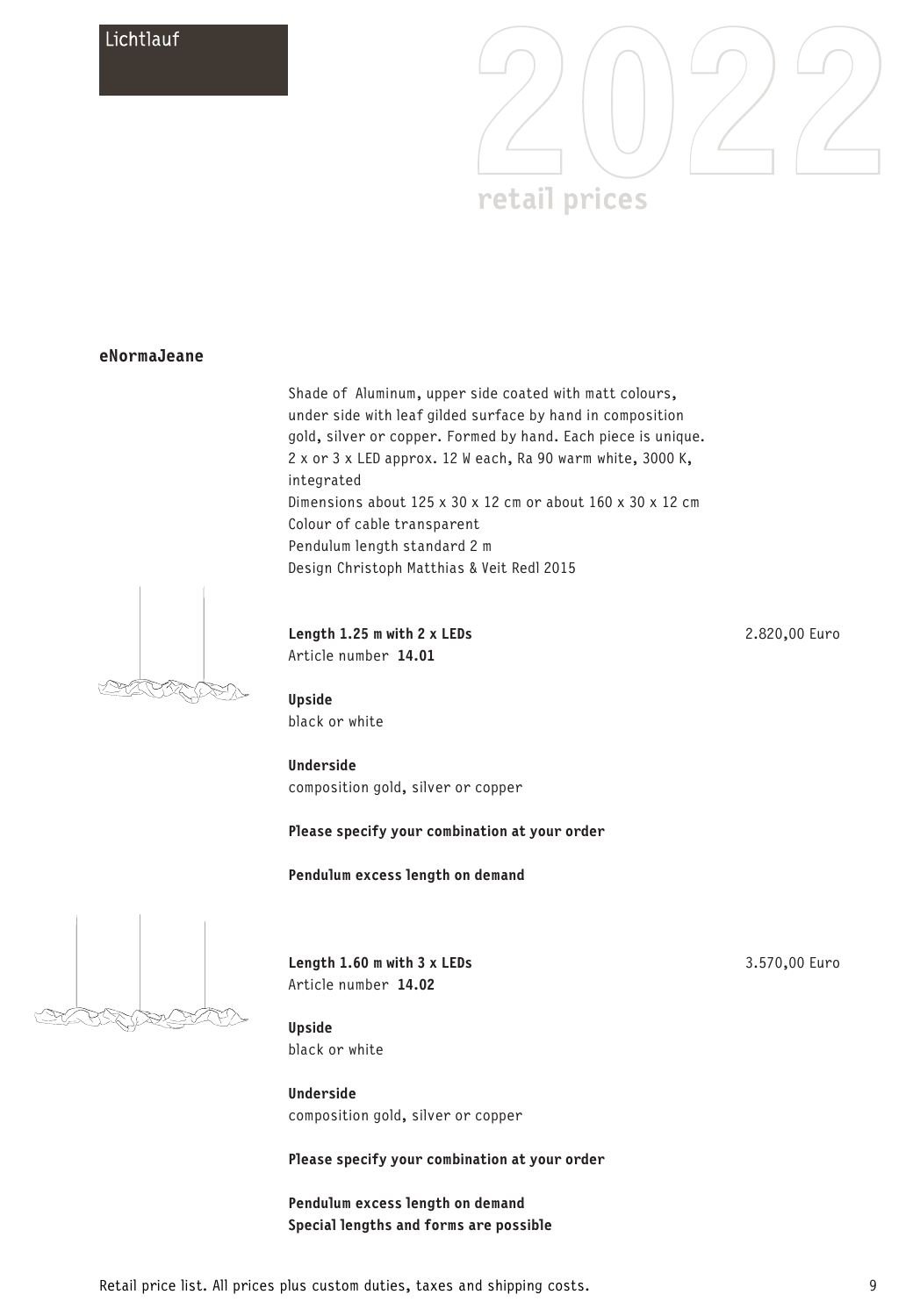## eNormaJeane

Shade of Aluminum, upper side coated with matt colours, under side with leaf gilded surface by hand in composition gold, silver or copper. Formed by hand. Each piece is unique.
2 x or 3 x LED approx. 12 W each, Ra 90 warm white, 3000 K, integrated
Dimensions about 125 x 30 x 12 cm or about 160 x 30 x 12 cm
Colour of cable transparent
Pendulum length standard 2 m
Design Christoph Matthias & Veit Redl 2015

**Length 1.25 m with 2 x LEDs** — 2.820,00 Euro
Article number **14.01**

**Upside**
black or white

**Underside**
composition gold, silver or copper

**Please specify your combination at your order**

**Pendulum excess length on demand**

**Length 1.60 m with 3 x LEDs** — 3.570,00 Euro
Article number **14.02**

**Upside**
black or white

**Underside**
composition gold, silver or copper

**Please specify your combination at your order**

**Pendulum excess length on demand**
**Special lengths and forms are possible**

Retail price list. All prices plus custom duties, taxes and shipping costs.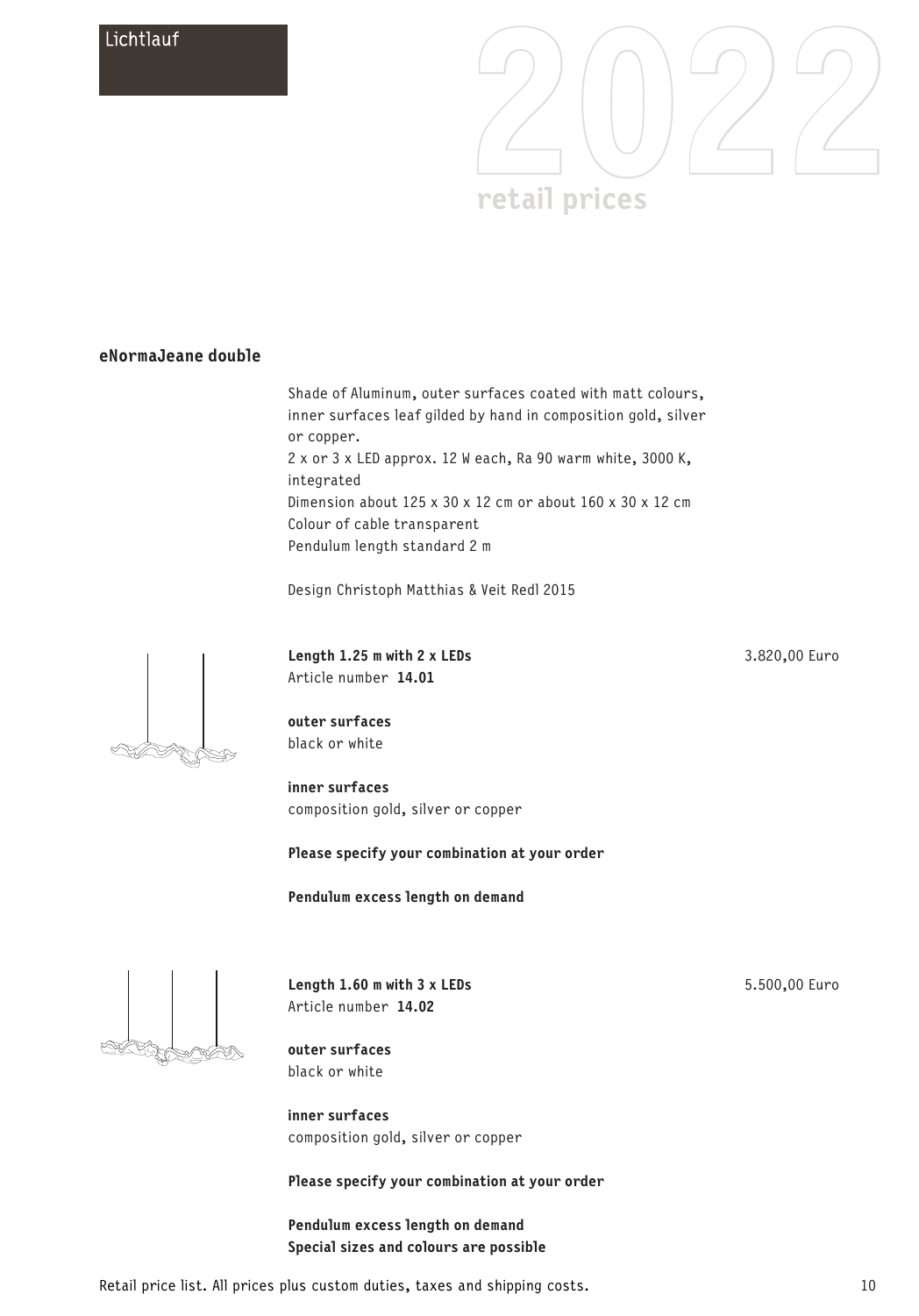## eNormaJeane double

Shade of Aluminum, outer surfaces coated with matt colours, inner surfaces leaf gilded by hand in composition gold, silver or copper.
2 x or 3 x LED approx. 12 W each, Ra 90 warm white, 3000 K, integrated
Dimension about 125 x 30 x 12 cm or about 160 x 30 x 12 cm
Colour of cable transparent
Pendulum length standard 2 m

Design Christoph Matthias & Veit Redl 2015

**Length 1.25 m with 2 x LEDs** — 3.820,00 Euro
Article number **14.01**

**outer surfaces**
black or white

**inner surfaces**
composition gold, silver or copper

**Please specify your combination at your order**

**Pendulum excess length on demand**

**Length 1.60 m with 3 x LEDs** — 5.500,00 Euro
Article number **14.02**

**outer surfaces**
black or white

**inner surfaces**
composition gold, silver or copper

**Please specify your combination at your order**

**Pendulum excess length on demand**
**Special sizes and colours are possible**

Retail price list. All prices plus custom duties, taxes and shipping costs.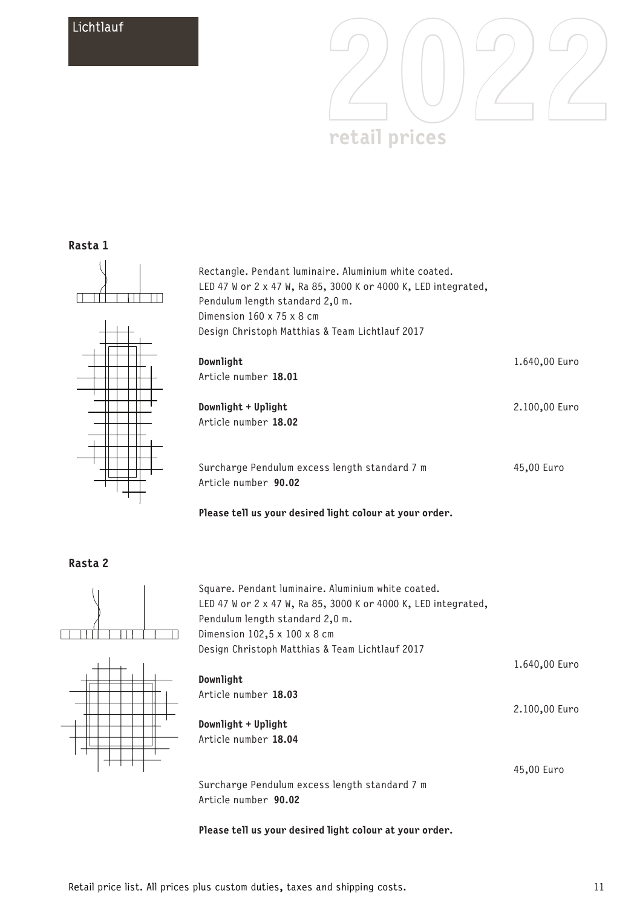Lichtlauf

2022

retail prices

## Rasta 1

Rectangle. Pendant luminaire. Aluminium white coated.
LED 47 W or 2 x 47 W, Ra 85, 3000 K or 4000 K, LED integrated,
Pendulum length standard 2,0 m.
Dimension 160 x 75 x 8 cm
Design Christoph Matthias & Team Lichtlauf 2017

**Downlight** — 1.640,00 Euro
Article number **18.01**

**Downlight + Uplight** — 2.100,00 Euro
Article number **18.02**

Surcharge Pendulum excess length standard 7 m — 45,00 Euro
Article number **90.02**

**Please tell us your desired light colour at your order.**

## Rasta 2

Square. Pendant luminaire. Aluminium white coated.
LED 47 W or 2 x 47 W, Ra 85, 3000 K or 4000 K, LED integrated,
Pendulum length standard 2,0 m.
Dimension 102,5 x 100 x 8 cm
Design Christoph Matthias & Team Lichtlauf 2017

**Downlight** — 1.640,00 Euro
Article number **18.03**

**Downlight + Uplight** — 2.100,00 Euro
Article number **18.04**

Surcharge Pendulum excess length standard 7 m — 45,00 Euro
Article number **90.02**

**Please tell us your desired light colour at your order.**

Retail price list. All prices plus custom duties, taxes and shipping costs.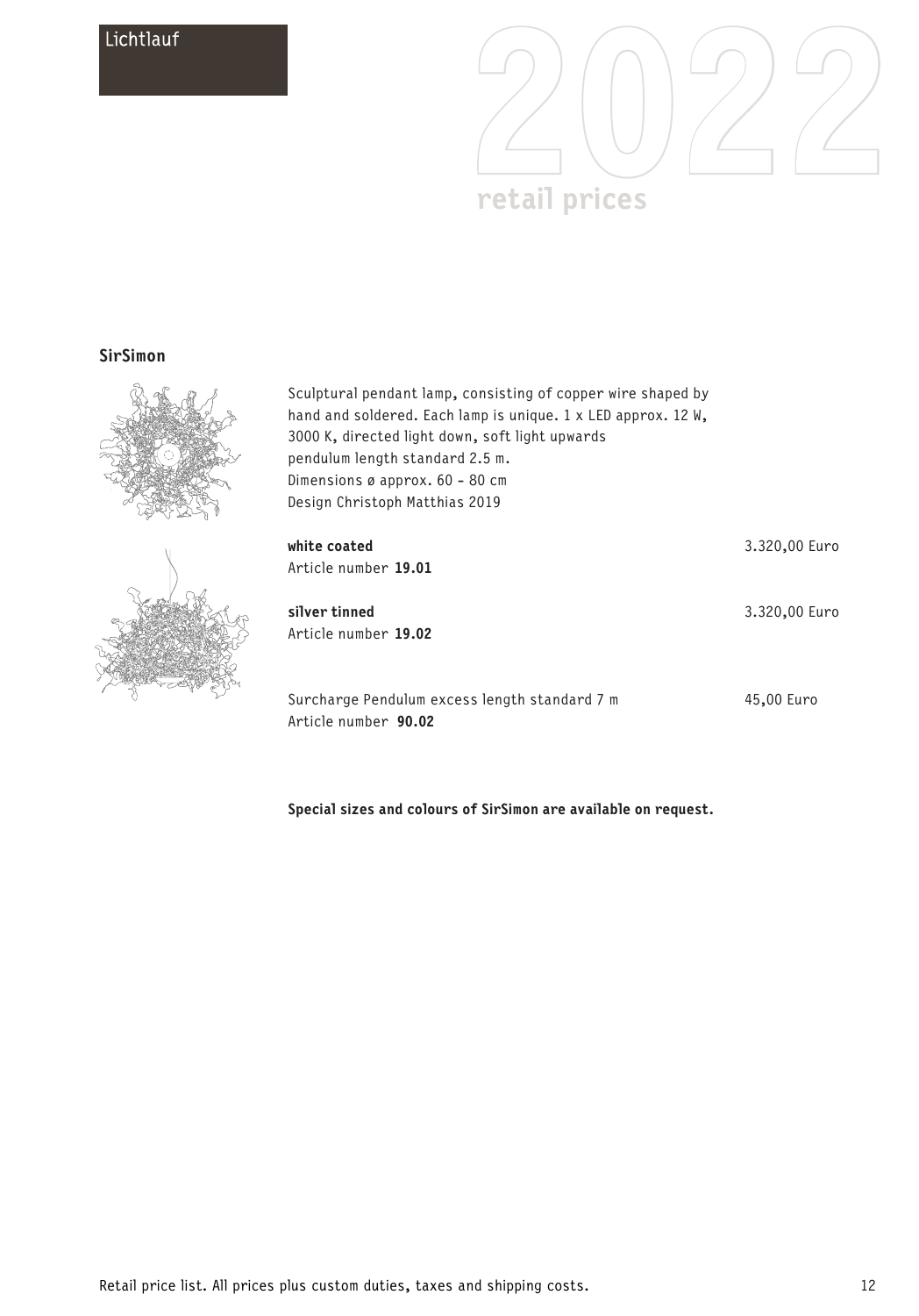## SirSimon

Sculptural pendant lamp, consisting of copper wire shaped by hand and soldered. Each lamp is unique. 1 x LED approx. 12 W, 3000 K, directed light down, soft light upwards
pendulum length standard 2.5 m.
Dimensions ø approx. 60 - 80 cm
Design Christoph Matthias 2019

| | |
|---|---|
| **white coated**<br>Article number **19.01** | 3.320,00 Euro |
| **silver tinned**<br>Article number **19.02** | 3.320,00 Euro |
| Surcharge Pendulum excess length standard 7 m<br>Article number **90.02** | 45,00 Euro |

**Special sizes and colours of SirSimon are available on request.**

Retail price list. All prices plus custom duties, taxes and shipping costs.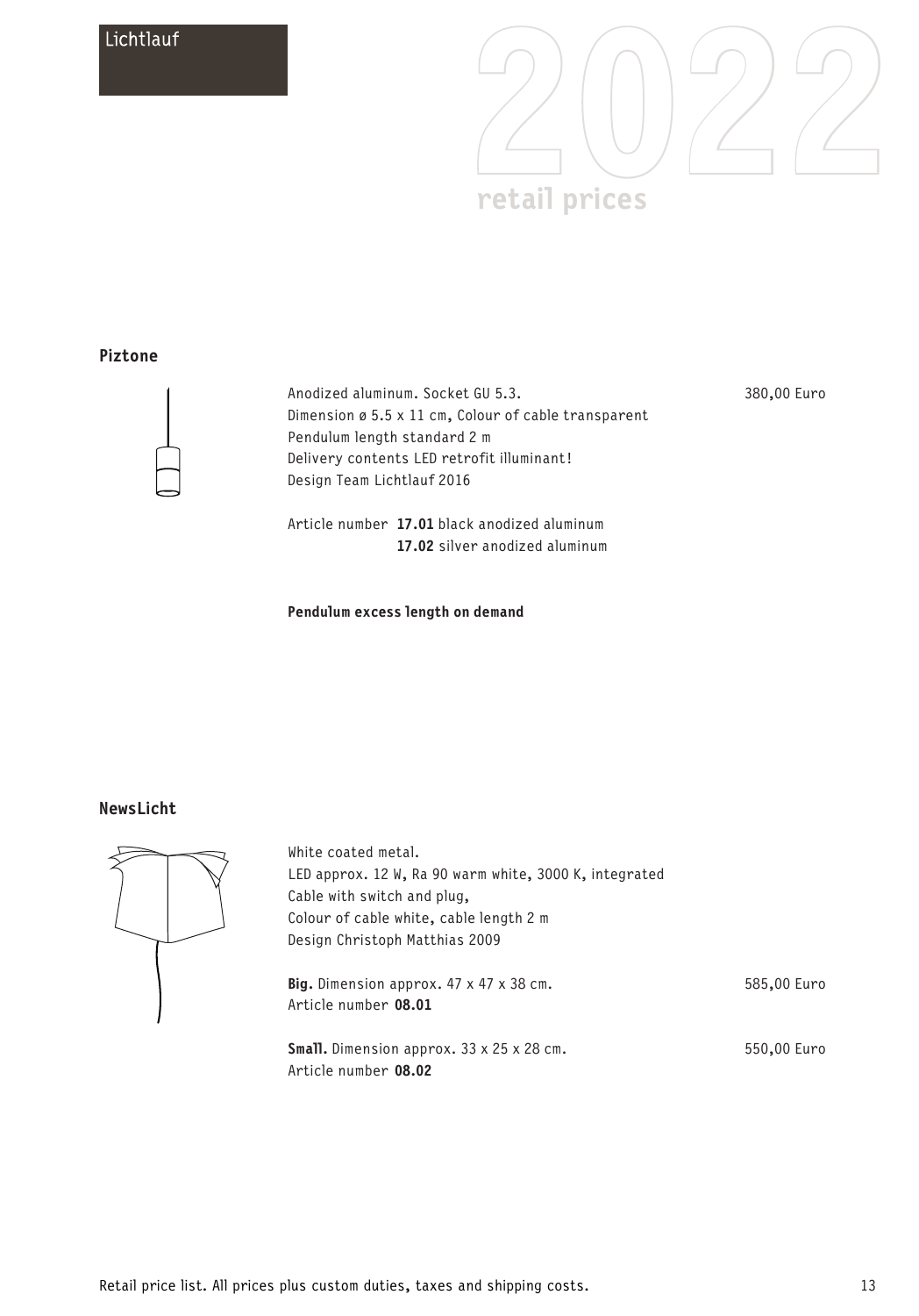## Piztone

Anodized aluminum. Socket GU 5.3.
Dimension ø 5.5 x 11 cm, Colour of cable transparent
Pendulum length standard 2 m
Delivery contents LED retrofit illuminant!
Design Team Lichtlauf 2016

380,00 Euro

Article number **17.01** black anodized aluminum
**17.02** silver anodized aluminum

**Pendulum excess length on demand**

## NewsLicht

White coated metal.
LED approx. 12 W, Ra 90 warm white, 3000 K, integrated
Cable with switch and plug,
Colour of cable white, cable length 2 m
Design Christoph Matthias 2009

**Big.** Dimension approx. 47 x 47 x 38 cm. — 585,00 Euro
Article number **08.01**

**Small.** Dimension approx. 33 x 25 x 28 cm. — 550,00 Euro
Article number **08.02**

Retail price list. All prices plus custom duties, taxes and shipping costs.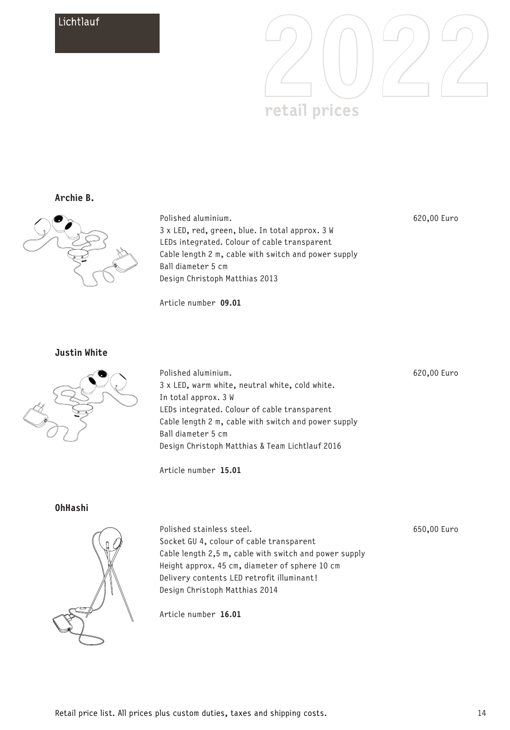Lichtlauf

2022

retail prices

### Archie B.

Polished aluminium.  
3 x LED, red, green, blue. In total approx. 3 W  
LEDs integrated. Colour of cable transparent  
Cable length 2 m, cable with switch and power supply  
Ball diameter 5 cm  
Design Christoph Matthias 2013

620,00 Euro

Article number **09.01**

### Justin White

Polished aluminium.  
3 x LED, warm white, neutral white, cold white.  
In total approx. 3 W  
LEDs integrated. Colour of cable transparent  
Cable length 2 m, cable with switch and power supply  
Ball diameter 5 cm  
Design Christoph Matthias & Team Lichtlauf 2016

620,00 Euro

Article number **15.01**

### OhHashi

Polished stainless steel.  
Socket GU 4, colour of cable transparent  
Cable length 2,5 m, cable with switch and power supply  
Height approx. 45 cm, diameter of sphere 10 cm  
Delivery contents LED retrofit illuminant!  
Design Christoph Matthias 2014

650,00 Euro

Article number **16.01**

Retail price list. All prices plus custom duties, taxes and shipping costs.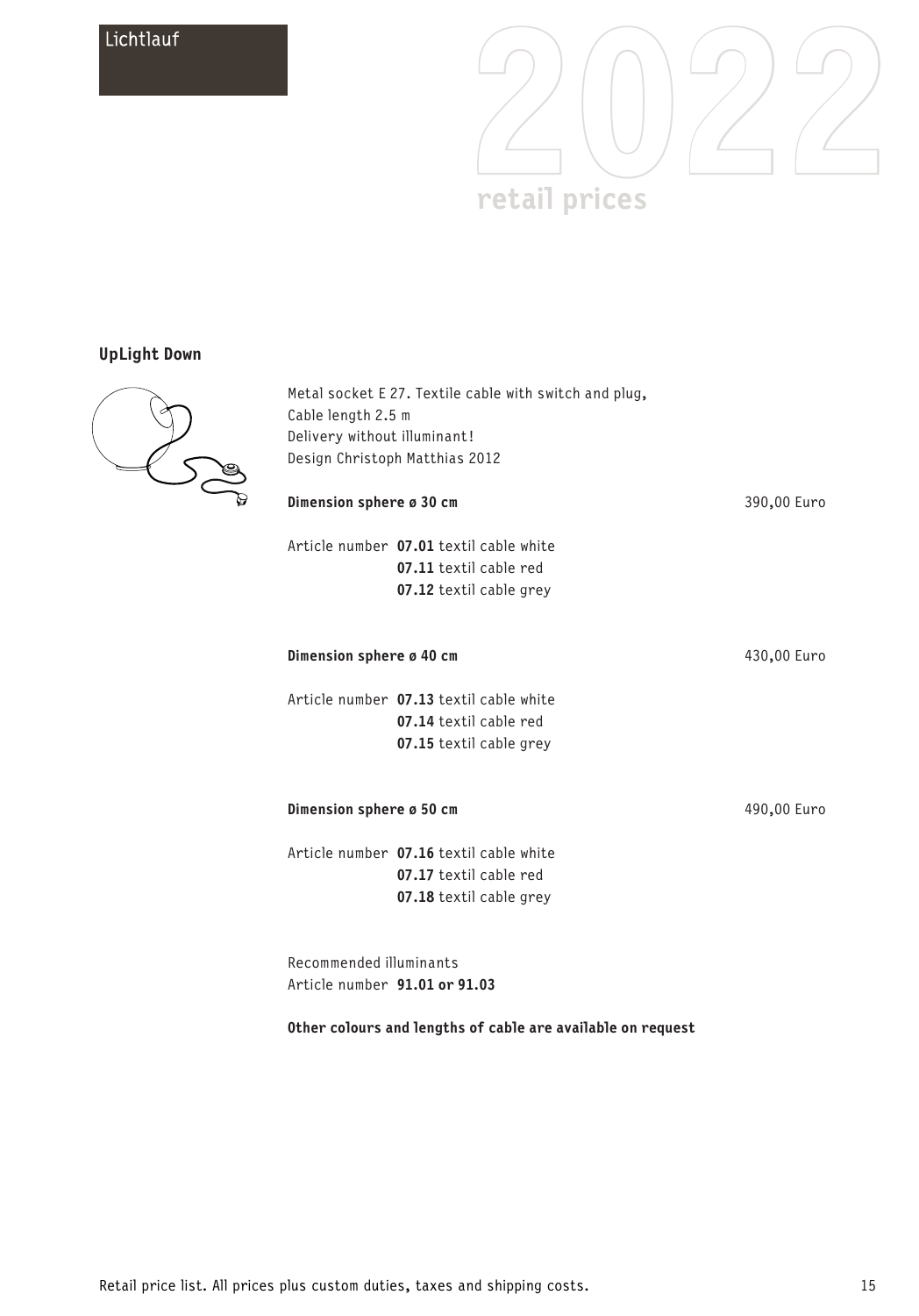Lichtlauf

2022 retail prices

## UpLight Down

Metal socket E 27. Textile cable with switch and plug,
Cable length 2.5 m
Delivery without illuminant!
Design Christoph Matthias 2012

**Dimension sphere ø 30 cm** 390,00 Euro

Article number **07.01** textil cable white
**07.11** textil cable red
**07.12** textil cable grey

**Dimension sphere ø 40 cm** 430,00 Euro

Article number **07.13** textil cable white
**07.14** textil cable red
**07.15** textil cable grey

**Dimension sphere ø 50 cm** 490,00 Euro

Article number **07.16** textil cable white
**07.17** textil cable red
**07.18** textil cable grey

Recommended illuminants
Article number **91.01 or 91.03**

**Other colours and lengths of cable are available on request**

Retail price list. All prices plus custom duties, taxes and shipping costs.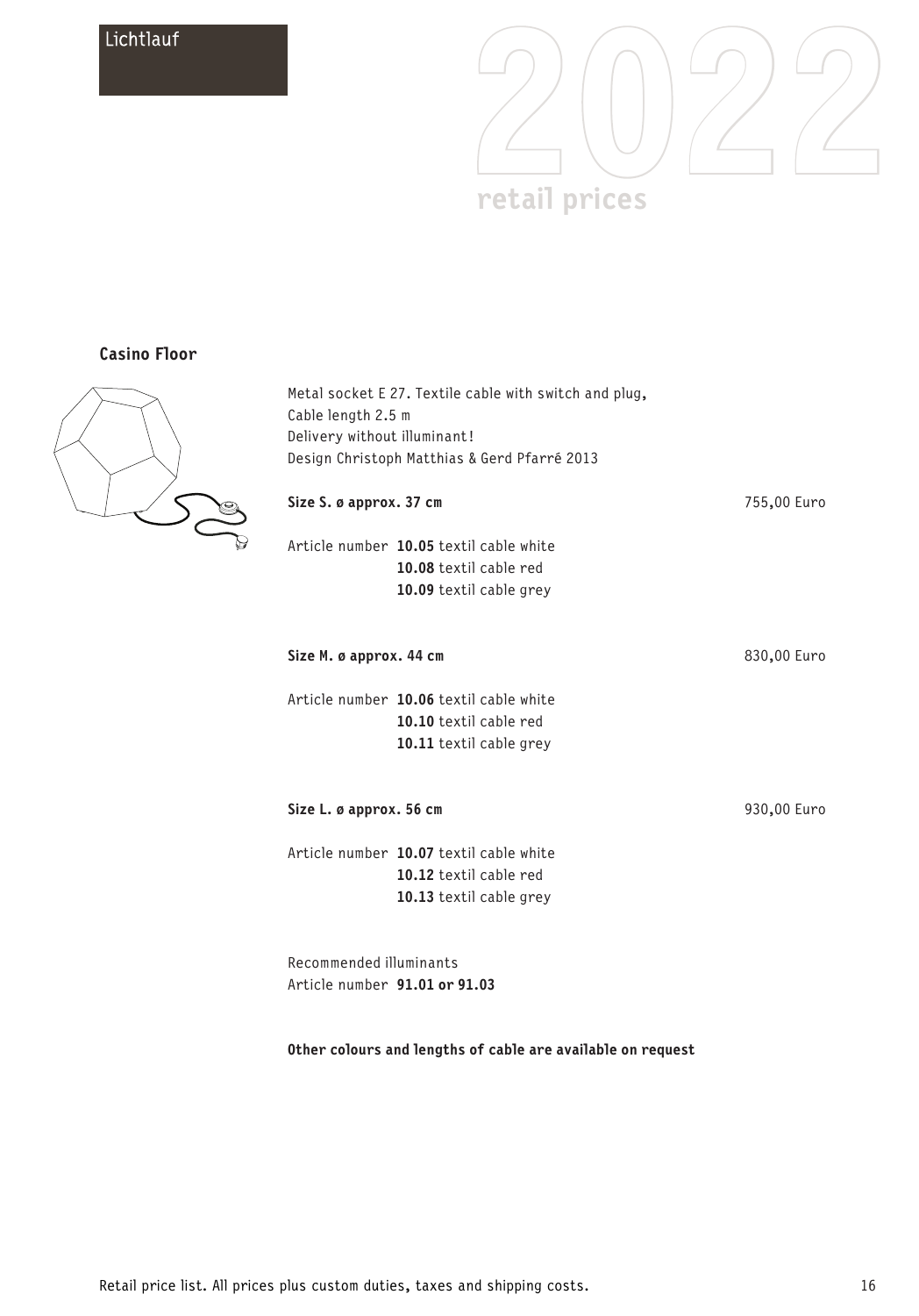## Casino Floor

Metal socket E 27. Textile cable with switch and plug,
Cable length 2.5 m
Delivery without illuminant!
Design Christoph Matthias & Gerd Pfarré 2013

**Size S. ø approx. 37 cm** 755,00 Euro

Article number **10.05** textil cable white
**10.08** textil cable red
**10.09** textil cable grey

**Size M. ø approx. 44 cm** 830,00 Euro

Article number **10.06** textil cable white
**10.10** textil cable red
**10.11** textil cable grey

**Size L. ø approx. 56 cm** 930,00 Euro

Article number **10.07** textil cable white
**10.12** textil cable red
**10.13** textil cable grey

Recommended illuminants
Article number **91.01 or 91.03**

**Other colours and lengths of cable are available on request**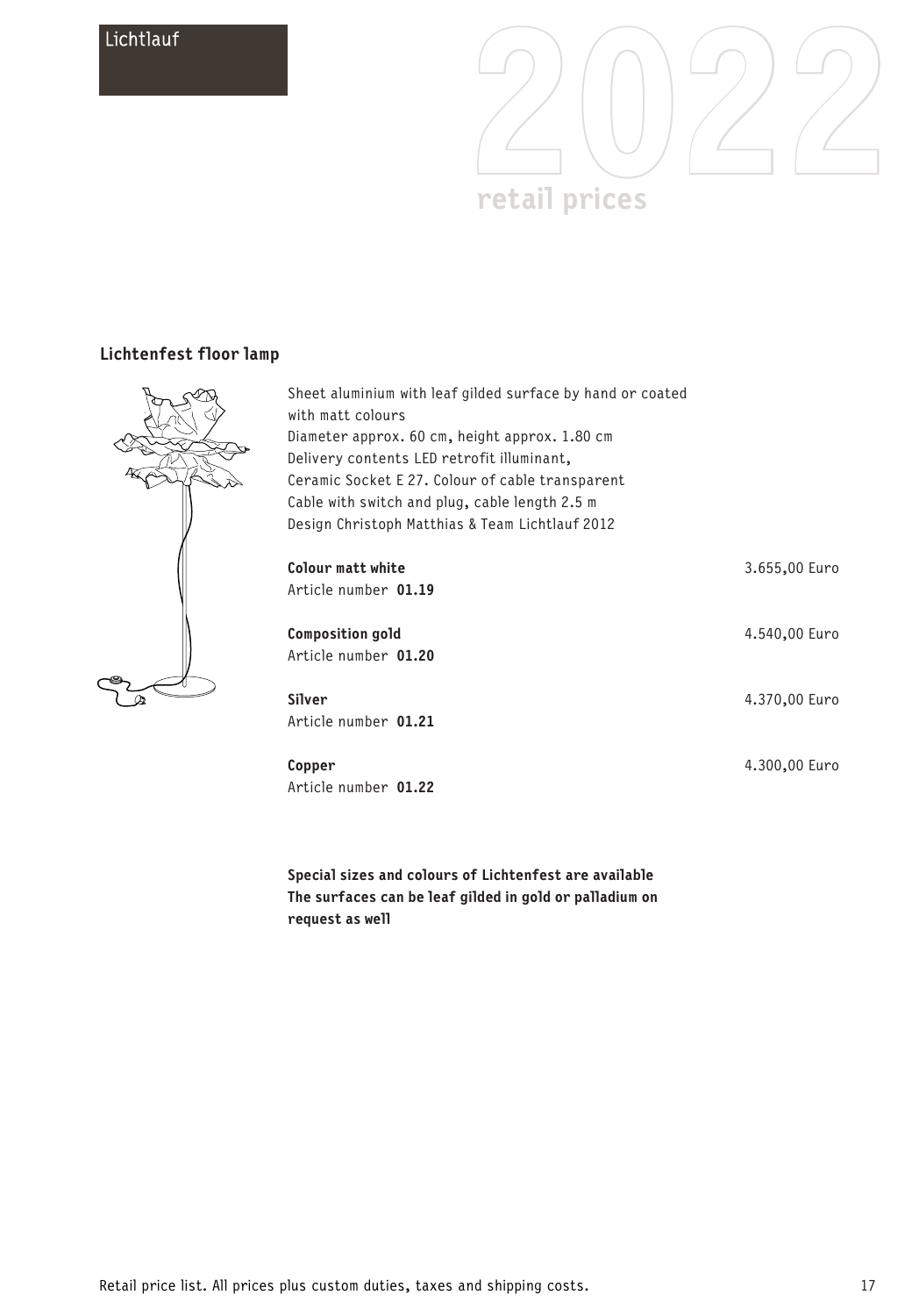## Lichtenfest floor lamp

Sheet aluminium with leaf gilded surface by hand or coated with matt colours
Diameter approx. 60 cm, height approx. 1.80 cm
Delivery contents LED retrofit illuminant,
Ceramic Socket E 27. Colour of cable transparent
Cable with switch and plug, cable length 2.5 m
Design Christoph Matthias & Team Lichtlauf 2012

**Colour matt white** — 3.655,00 Euro
Article number **01.19**

**Composition gold** — 4.540,00 Euro
Article number **01.20**

**Silver** — 4.370,00 Euro
Article number **01.21**

**Copper** — 4.300,00 Euro
Article number **01.22**

**Special sizes and colours of Lichtenfest are available**
**The surfaces can be leaf gilded in gold or palladium on request as well**

Retail price list. All prices plus custom duties, taxes and shipping costs.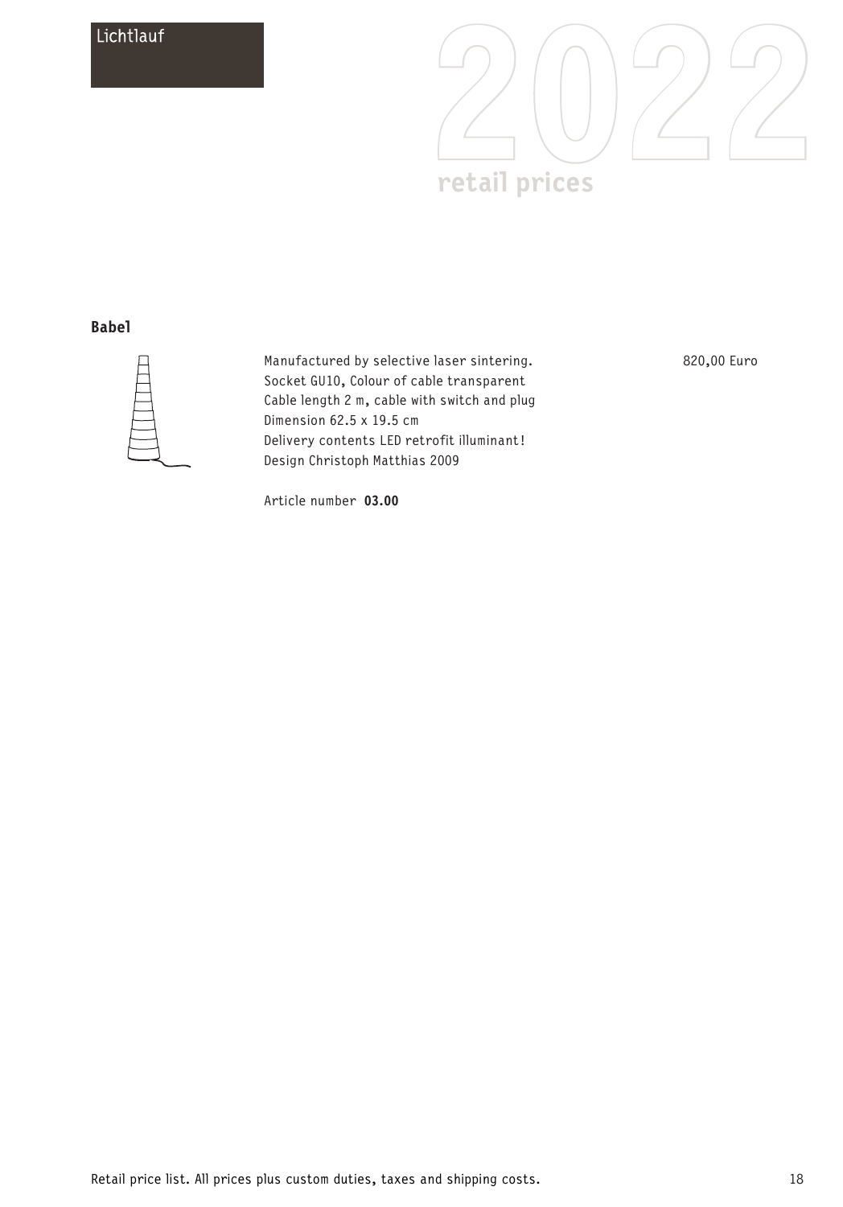Lichtlauf

2022

retail prices

## Babel

Manufactured by selective laser sintering.
Socket GU10, Colour of cable transparent
Cable length 2 m, cable with switch and plug
Dimension 62.5 x 19.5 cm
Delivery contents LED retrofit illuminant!
Design Christoph Matthias 2009

820,00 Euro

Article number **03.00**

Retail price list. All prices plus custom duties, taxes and shipping costs.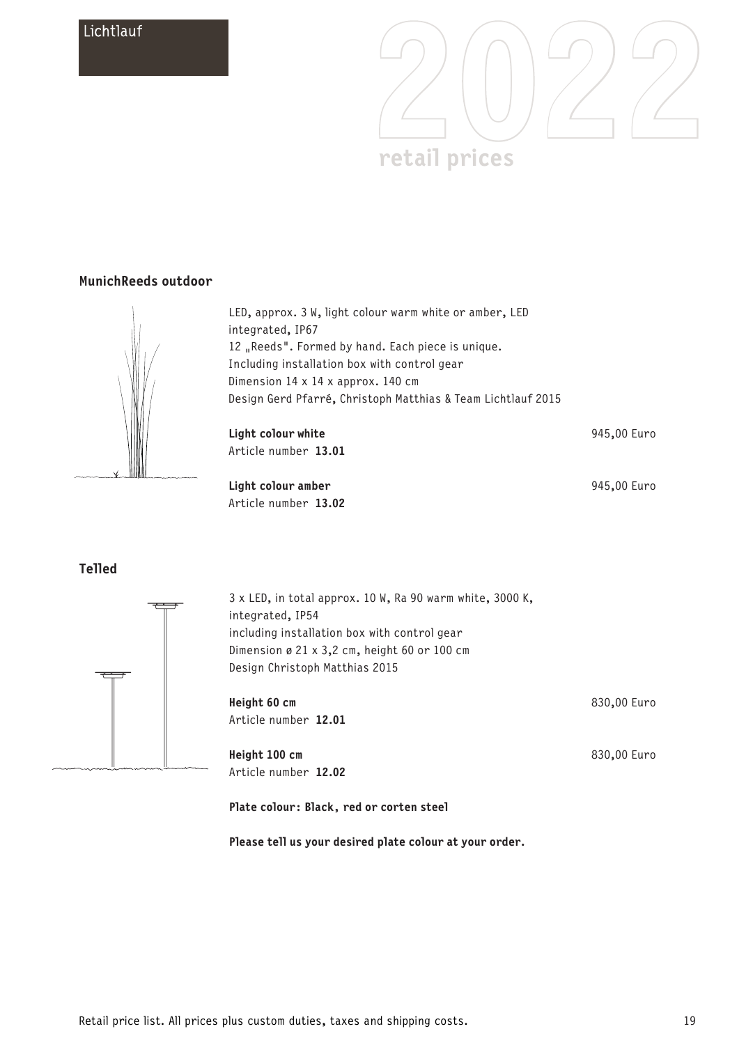Lichtlauf

2022

retail prices

## MunichReeds outdoor

LED, approx. 3 W, light colour warm white or amber, LED integrated, IP67
12 „Reeds". Formed by hand. Each piece is unique.
Including installation box with control gear
Dimension 14 x 14 x approx. 140 cm
Design Gerd Pfarré, Christoph Matthias & Team Lichtlauf 2015

**Light colour white** — 945,00 Euro
Article number **13.01**

**Light colour amber** — 945,00 Euro
Article number **13.02**

## Telled

3 x LED, in total approx. 10 W, Ra 90 warm white, 3000 K, integrated, IP54
including installation box with control gear
Dimension ø 21 x 3,2 cm, height 60 or 100 cm
Design Christoph Matthias 2015

**Height 60 cm** — 830,00 Euro
Article number **12.01**

**Height 100 cm** — 830,00 Euro
Article number **12.02**

**Plate colour: Black, red or corten steel**

**Please tell us your desired plate colour at your order.**

Retail price list. All prices plus custom duties, taxes and shipping costs.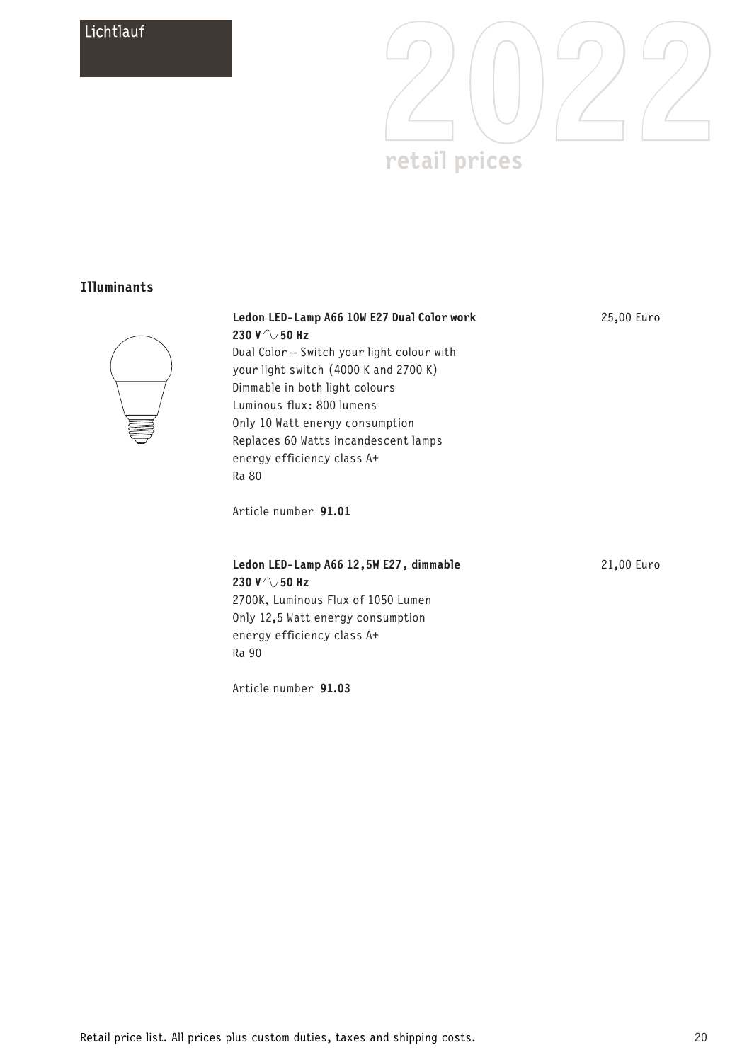# Illuminants

**Ledon LED-Lamp A66 10W E27 Dual Color work** 25,00 Euro
**230 V ∿ 50 Hz**
Dual Color – Switch your light colour with
your light switch (4000 K and 2700 K)
Dimmable in both light colours
Luminous flux: 800 lumens
Only 10 Watt energy consumption
Replaces 60 Watts incandescent lamps
energy efficiency class A+
Ra 80

Article number **91.01**

**Ledon LED-Lamp A66 12,5W E27, dimmable** 21,00 Euro
**230 V ∿ 50 Hz**
2700K, Luminous Flux of 1050 Lumen
Only 12,5 Watt energy consumption
energy efficiency class A+
Ra 90

Article number **91.03**

Retail price list. All prices plus custom duties, taxes and shipping costs.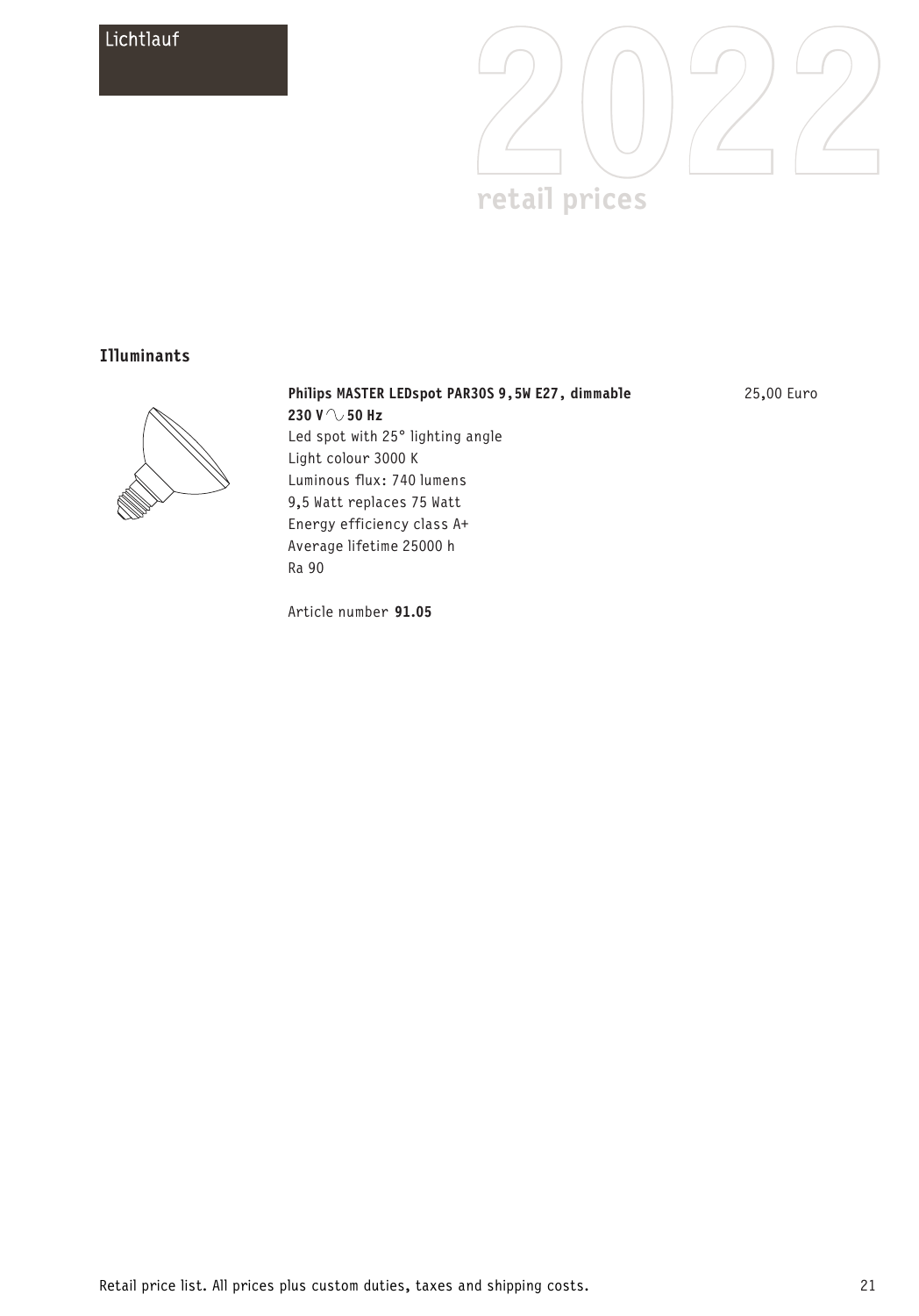Lichtlauf

# 2022
retail prices

## Illuminants

**Philips MASTER LEDspot PAR30S 9,5W E27, dimmable** 25,00 Euro
**230 V ∿ 50 Hz**
Led spot with 25° lighting angle
Light colour 3000 K
Luminous flux: 740 lumens
9,5 Watt replaces 75 Watt
Energy efficiency class A+
Average lifetime 25000 h
Ra 90

Article number **91.05**

Retail price list. All prices plus custom duties, taxes and shipping costs.